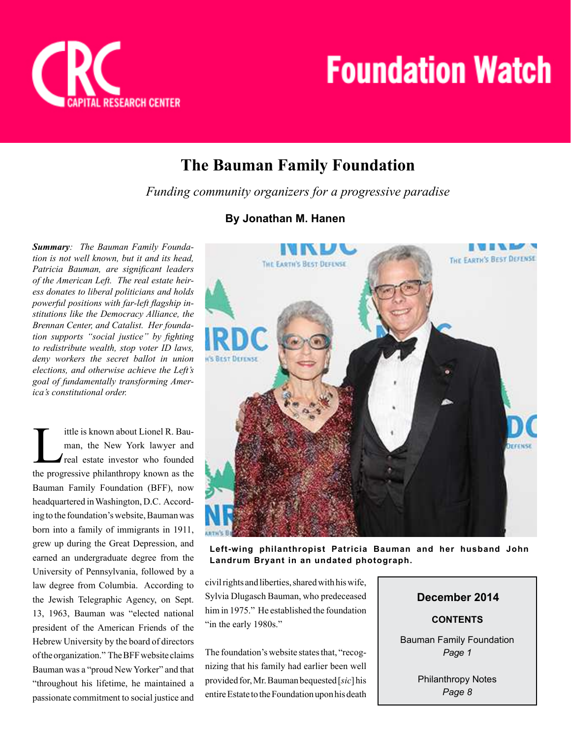# Foundation Watch

CAPITAL RESEARCH CENTER

## The Bauman Family Foundation

*Funding community organizers for a progressive paradise*

**By Jonathan M. Hanen**

***Summary**: The Bauman Family Foundation is not well known, but it and its head, Patricia Bauman, are significant leaders of the American Left. The real estate heiress donates to liberal politicians and holds powerful positions with far-left flagship institutions like the Democracy Alliance, the Brennan Center, and Catalist. Her foundation supports "social justice" by fighting to redistribute wealth, stop voter ID laws, deny workers the secret ballot in union elections, and otherwise achieve the Left's goal of fundamentally transforming America's constitutional order.*

Little is known about Lionel R. Bauman, the New York lawyer and real estate investor who founded the progressive philanthropy known as the Bauman Family Foundation (BFF), now headquartered in Washington, D.C. According to the foundation's website, Bauman was born into a family of immigrants in 1911, grew up during the Great Depression, and earned an undergraduate degree from the University of Pennsylvania, followed by a law degree from Columbia. According to the Jewish Telegraphic Agency, on Sept. 13, 1963, Bauman was "elected national president of the American Friends of the Hebrew University by the board of directors of the organization." The BFF website claims Bauman was a "proud New Yorker" and that "throughout his lifetime, he maintained a passionate commitment to social justice and civil rights and liberties, shared with his wife, Sylvia Dlugasch Bauman, who predeceased him in 1975." He established the foundation "in the early 1980s."

**Left-wing philanthropist Patricia Bauman and her husband John Landrum Bryant in an undated photograph.**

The foundation's website states that, "recognizing that his family had earlier been well provided for, Mr. Bauman bequested [*sic*] his entire Estate to the Foundation upon his death

**December 2014**

**CONTENTS**

Bauman Family Foundation
*Page 1*

Philanthropy Notes
*Page 8*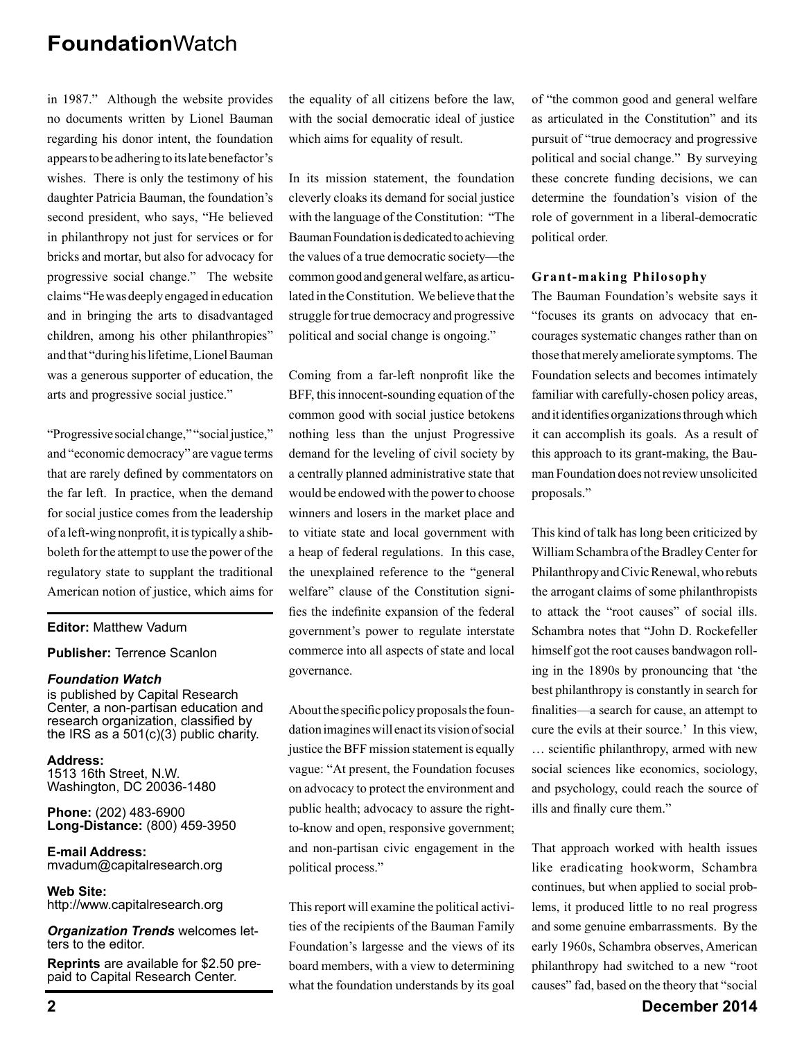in 1987." Although the website provides no documents written by Lionel Bauman regarding his donor intent, the foundation appears to be adhering to its late benefactor's wishes. There is only the testimony of his daughter Patricia Bauman, the foundation's second president, who says, "He believed in philanthropy not just for services or for bricks and mortar, but also for advocacy for progressive social change." The website claims "He was deeply engaged in education and in bringing the arts to disadvantaged children, among his other philanthropies" and that "during his lifetime, Lionel Bauman was a generous supporter of education, the arts and progressive social justice."

"Progressive social change," "social justice," and "economic democracy" are vague terms that are rarely defined by commentators on the far left. In practice, when the demand for social justice comes from the leadership of a left-wing nonprofit, it is typically a shibboleth for the attempt to use the power of the regulatory state to supplant the traditional American notion of justice, which aims for the equality of all citizens before the law, with the social democratic ideal of justice which aims for equality of result.

In its mission statement, the foundation cleverly cloaks its demand for social justice with the language of the Constitution: "The Bauman Foundation is dedicated to achieving the values of a true democratic society—the common good and general welfare, as articulated in the Constitution. We believe that the struggle for true democracy and progressive political and social change is ongoing."

Coming from a far-left nonprofit like the BFF, this innocent-sounding equation of the common good with social justice betokens nothing less than the unjust Progressive demand for the leveling of civil society by a centrally planned administrative state that would be endowed with the power to choose winners and losers in the market place and to vitiate state and local government with a heap of federal regulations. In this case, the unexplained reference to the "general welfare" clause of the Constitution signifies the indefinite expansion of the federal government's power to regulate interstate commerce into all aspects of state and local governance.

About the specific policy proposals the foundation imagines will enact its vision of social justice the BFF mission statement is equally vague: "At present, the Foundation focuses on advocacy to protect the environment and public health; advocacy to assure the right-to-know and open, responsive government; and non-partisan civic engagement in the political process."

This report will examine the political activities of the recipients of the Bauman Family Foundation's largesse and the views of its board members, with a view to determining what the foundation understands by its goal of "the common good and general welfare as articulated in the Constitution" and its pursuit of "true democracy and progressive political and social change." By surveying these concrete funding decisions, we can determine the foundation's vision of the role of government in a liberal-democratic political order.

### Grant-making Philosophy

The Bauman Foundation's website says it "focuses its grants on advocacy that encourages systematic changes rather than on those that merely ameliorate symptoms. The Foundation selects and becomes intimately familiar with carefully-chosen policy areas, and it identifies organizations through which it can accomplish its goals. As a result of this approach to its grant-making, the Bauman Foundation does not review unsolicited proposals."

This kind of talk has long been criticized by William Schambra of the Bradley Center for Philanthropy and Civic Renewal, who rebuts the arrogant claims of some philanthropists to attack the "root causes" of social ills. Schambra notes that "John D. Rockefeller himself got the root causes bandwagon rolling in the 1890s by pronouncing that 'the best philanthropy is constantly in search for finalities—a search for cause, an attempt to cure the evils at their source.' In this view, … scientific philanthropy, armed with new social sciences like economics, sociology, and psychology, could reach the source of ills and finally cure them."

That approach worked with health issues like eradicating hookworm, Schambra continues, but when applied to social problems, it produced little to no real progress and some genuine embarrassments. By the early 1960s, Schambra observes, American philanthropy had switched to a new "root causes" fad, based on the theory that "social

---

**Editor:** Matthew Vadum

**Publisher:** Terrence Scanlon

***Foundation Watch*** is published by Capital Research Center, a non-partisan education and research organization, classified by the IRS as a 501(c)(3) public charity.

**Address:**
1513 16th Street, N.W.
Washington, DC 20036-1480

**Phone:** (202) 483-6900
**Long-Distance:** (800) 459-3950

**E-mail Address:**
mvadum@capitalresearch.org

**Web Site:**
http://www.capitalresearch.org

***Organization Trends*** welcomes letters to the editor.

**Reprints** are available for $2.50 prepaid to Capital Research Center.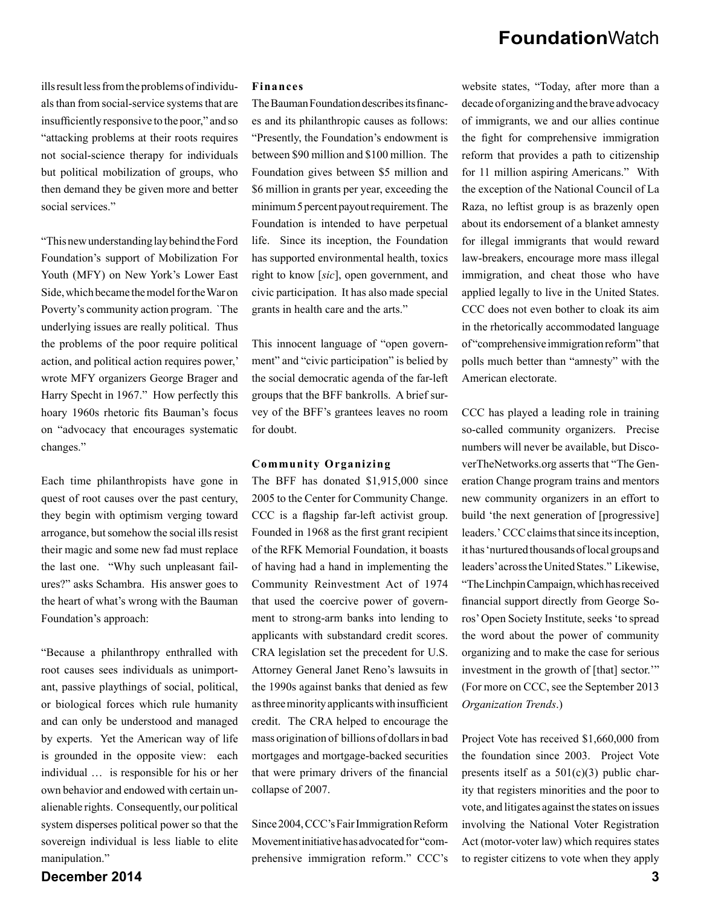ills result less from the problems of individuals than from social-service systems that are insufficiently responsive to the poor," and so "attacking problems at their roots requires not social-science therapy for individuals but political mobilization of groups, who then demand they be given more and better social services."

"This new understanding lay behind the Ford Foundation's support of Mobilization For Youth (MFY) on New York's Lower East Side, which became the model for the War on Poverty's community action program. `The underlying issues are really political. Thus the problems of the poor require political action, and political action requires power,' wrote MFY organizers George Brager and Harry Specht in 1967." How perfectly this hoary 1960s rhetoric fits Bauman's focus on "advocacy that encourages systematic changes."

Each time philanthropists have gone in quest of root causes over the past century, they begin with optimism verging toward arrogance, but somehow the social ills resist their magic and some new fad must replace the last one. "Why such unpleasant failures?" asks Schambra. His answer goes to the heart of what's wrong with the Bauman Foundation's approach:

"Because a philanthropy enthralled with root causes sees individuals as unimportant, passive playthings of social, political, or biological forces which rule humanity and can only be understood and managed by experts. Yet the American way of life is grounded in the opposite view: each individual … is responsible for his or her own behavior and endowed with certain unalienable rights. Consequently, our political system disperses political power so that the sovereign individual is less liable to elite manipulation."

### Finances

The Bauman Foundation describes its finances and its philanthropic causes as follows: "Presently, the Foundation's endowment is between $90 million and $100 million. The Foundation gives between $5 million and $6 million in grants per year, exceeding the minimum 5 percent payout requirement. The Foundation is intended to have perpetual life. Since its inception, the Foundation has supported environmental health, toxics right to know [*sic*], open government, and civic participation. It has also made special grants in health care and the arts."

This innocent language of "open government" and "civic participation" is belied by the social democratic agenda of the far-left groups that the BFF bankrolls. A brief survey of the BFF's grantees leaves no room for doubt.

### Community Organizing

The BFF has donated $1,915,000 since 2005 to the Center for Community Change. CCC is a flagship far-left activist group. Founded in 1968 as the first grant recipient of the RFK Memorial Foundation, it boasts of having had a hand in implementing the Community Reinvestment Act of 1974 that used the coercive power of government to strong-arm banks into lending to applicants with substandard credit scores. CRA legislation set the precedent for U.S. Attorney General Janet Reno's lawsuits in the 1990s against banks that denied as few as three minority applicants with insufficient credit. The CRA helped to encourage the mass origination of billions of dollars in bad mortgages and mortgage-backed securities that were primary drivers of the financial collapse of 2007.

Since 2004, CCC's Fair Immigration Reform Movement initiative has advocated for "comprehensive immigration reform." CCC's website states, "Today, after more than a decade of organizing and the brave advocacy of immigrants, we and our allies continue the fight for comprehensive immigration reform that provides a path to citizenship for 11 million aspiring Americans." With the exception of the National Council of La Raza, no leftist group is as brazenly open about its endorsement of a blanket amnesty for illegal immigrants that would reward law-breakers, encourage more mass illegal immigration, and cheat those who have applied legally to live in the United States. CCC does not even bother to cloak its aim in the rhetorically accommodated language of "comprehensive immigration reform" that polls much better than "amnesty" with the American electorate.

CCC has played a leading role in training so-called community organizers. Precise numbers will never be available, but DiscoverTheNetworks.org asserts that "The Generation Change program trains and mentors new community organizers in an effort to build 'the next generation of [progressive] leaders.' CCC claims that since its inception, it has 'nurtured thousands of local groups and leaders' across the United States." Likewise, "The Linchpin Campaign, which has received financial support directly from George Soros' Open Society Institute, seeks 'to spread the word about the power of community organizing and to make the case for serious investment in the growth of [that] sector.'" (For more on CCC, see the September 2013 *Organization Trends*.)

Project Vote has received $1,660,000 from the foundation since 2003. Project Vote presents itself as a 501(c)(3) public charity that registers minorities and the poor to vote, and litigates against the states on issues involving the National Voter Registration Act (motor-voter law) which requires states to register citizens to vote when they apply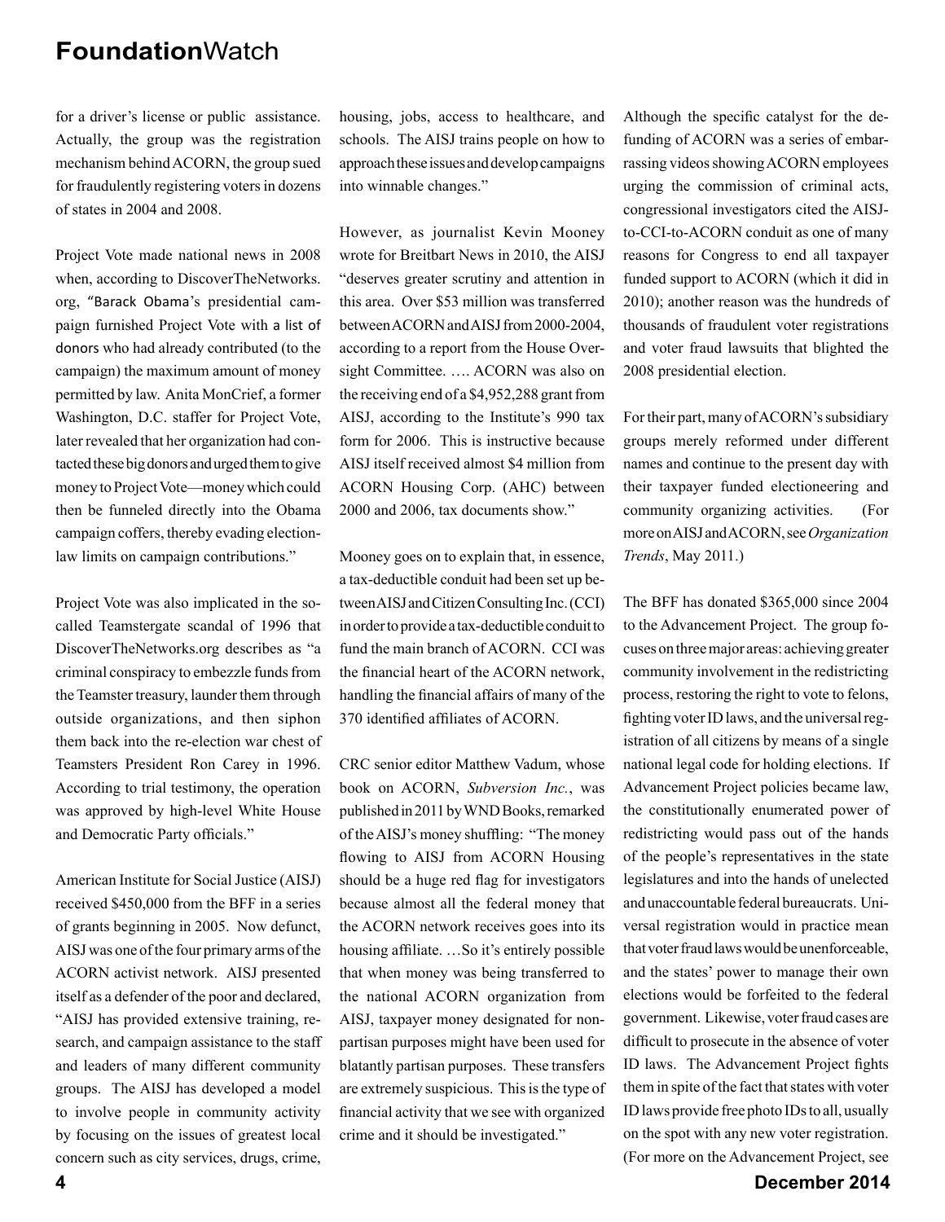for a driver's license or public assistance. Actually, the group was the registration mechanism behind ACORN, the group sued for fraudulently registering voters in dozens of states in 2004 and 2008.

Project Vote made national news in 2008 when, according to DiscoverTheNetworks.org, "Barack Obama's presidential campaign furnished Project Vote with a list of donors who had already contributed (to the campaign) the maximum amount of money permitted by law. Anita MonCrief, a former Washington, D.C. staffer for Project Vote, later revealed that her organization had contacted these big donors and urged them to give money to Project Vote—money which could then be funneled directly into the Obama campaign coffers, thereby evading election-law limits on campaign contributions."

Project Vote was also implicated in the so-called Teamstergate scandal of 1996 that DiscoverTheNetworks.org describes as "a criminal conspiracy to embezzle funds from the Teamster treasury, launder them through outside organizations, and then siphon them back into the re-election war chest of Teamsters President Ron Carey in 1996. According to trial testimony, the operation was approved by high-level White House and Democratic Party officials."

American Institute for Social Justice (AISJ) received $450,000 from the BFF in a series of grants beginning in 2005. Now defunct, AISJ was one of the four primary arms of the ACORN activist network. AISJ presented itself as a defender of the poor and declared, "AISJ has provided extensive training, research, and campaign assistance to the staff and leaders of many different community groups. The AISJ has developed a model to involve people in community activity by focusing on the issues of greatest local concern such as city services, drugs, crime, housing, jobs, access to healthcare, and schools. The AISJ trains people on how to approach these issues and develop campaigns into winnable changes."

However, as journalist Kevin Mooney wrote for Breitbart News in 2010, the AISJ "deserves greater scrutiny and attention in this area. Over $53 million was transferred between ACORN and AISJ from 2000-2004, according to a report from the House Oversight Committee. …. ACORN was also on the receiving end of a $4,952,288 grant from AISJ, according to the Institute's 990 tax form for 2006. This is instructive because AISJ itself received almost $4 million from ACORN Housing Corp. (AHC) between 2000 and 2006, tax documents show."

Mooney goes on to explain that, in essence, a tax-deductible conduit had been set up between AISJ and Citizen Consulting Inc. (CCI) in order to provide a tax-deductible conduit to fund the main branch of ACORN. CCI was the financial heart of the ACORN network, handling the financial affairs of many of the 370 identified affiliates of ACORN.

CRC senior editor Matthew Vadum, whose book on ACORN, *Subversion Inc.*, was published in 2011 by WND Books, remarked of the AISJ's money shuffling: "The money flowing to AISJ from ACORN Housing should be a huge red flag for investigators because almost all the federal money that the ACORN network receives goes into its housing affiliate. …So it's entirely possible that when money was being transferred to the national ACORN organization from AISJ, taxpayer money designated for non-partisan purposes might have been used for blatantly partisan purposes. These transfers are extremely suspicious. This is the type of financial activity that we see with organized crime and it should be investigated."

Although the specific catalyst for the defunding of ACORN was a series of embarrassing videos showing ACORN employees urging the commission of criminal acts, congressional investigators cited the AISJ-to-CCI-to-ACORN conduit as one of many reasons for Congress to end all taxpayer funded support to ACORN (which it did in 2010); another reason was the hundreds of thousands of fraudulent voter registrations and voter fraud lawsuits that blighted the 2008 presidential election.

For their part, many of ACORN's subsidiary groups merely reformed under different names and continue to the present day with their taxpayer funded electioneering and community organizing activities. (For more on AISJ and ACORN, see *Organization Trends*, May 2011.)

The BFF has donated $365,000 since 2004 to the Advancement Project. The group focuses on three major areas: achieving greater community involvement in the redistricting process, restoring the right to vote to felons, fighting voter ID laws, and the universal registration of all citizens by means of a single national legal code for holding elections. If Advancement Project policies became law, the constitutionally enumerated power of redistricting would pass out of the hands of the people's representatives in the state legislatures and into the hands of unelected and unaccountable federal bureaucrats. Universal registration would in practice mean that voter fraud laws would be unenforceable, and the states' power to manage their own elections would be forfeited to the federal government. Likewise, voter fraud cases are difficult to prosecute in the absence of voter ID laws. The Advancement Project fights them in spite of the fact that states with voter ID laws provide free photo IDs to all, usually on the spot with any new voter registration. (For more on the Advancement Project, see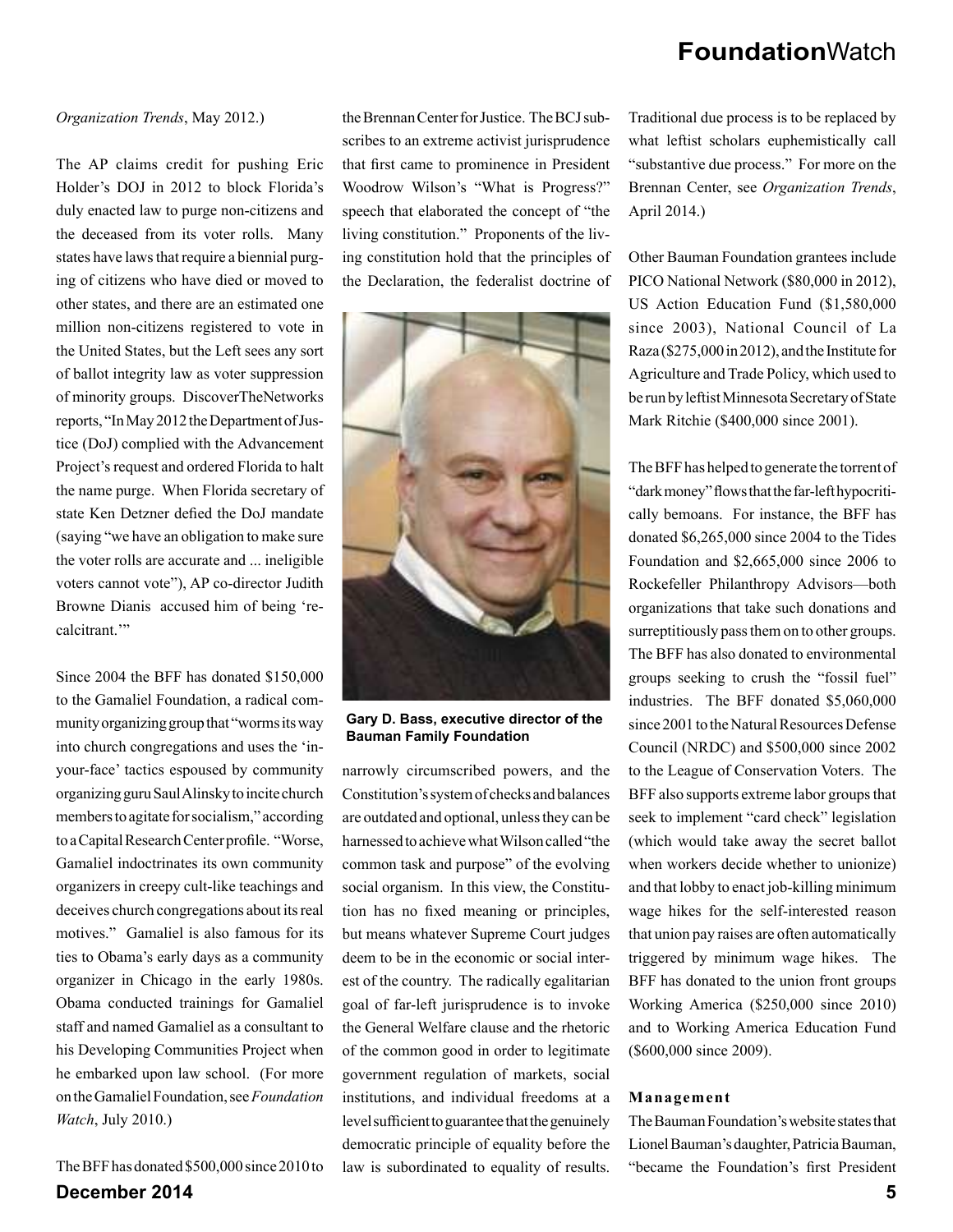*Organization Trends*, May 2012.)

The AP claims credit for pushing Eric Holder's DOJ in 2012 to block Florida's duly enacted law to purge non-citizens and the deceased from its voter rolls. Many states have laws that require a biennial purging of citizens who have died or moved to other states, and there are an estimated one million non-citizens registered to vote in the United States, but the Left sees any sort of ballot integrity law as voter suppression of minority groups. DiscoverTheNetworks reports, "In May 2012 the Department of Justice (DoJ) complied with the Advancement Project's request and ordered Florida to halt the name purge. When Florida secretary of state Ken Detzner defied the DoJ mandate (saying "we have an obligation to make sure the voter rolls are accurate and ... ineligible voters cannot vote"), AP co-director Judith Browne Dianis accused him of being 'recalcitrant.'"

Since 2004 the BFF has donated $150,000 to the Gamaliel Foundation, a radical community organizing group that "worms its way into church congregations and uses the 'in-your-face' tactics espoused by community organizing guru Saul Alinsky to incite church members to agitate for socialism," according to a Capital Research Center profile. "Worse, Gamaliel indoctrinates its own community organizers in creepy cult-like teachings and deceives church congregations about its real motives." Gamaliel is also famous for its ties to Obama's early days as a community organizer in Chicago in the early 1980s. Obama conducted trainings for Gamaliel staff and named Gamaliel as a consultant to his Developing Communities Project when he embarked upon law school. (For more on the Gamaliel Foundation, see *Foundation Watch*, July 2010.)

The BFF has donated $500,000 since 2010 to the Brennan Center for Justice. The BCJ subscribes to an extreme activist jurisprudence that first came to prominence in President Woodrow Wilson's "What is Progress?" speech that elaborated the concept of "the living constitution." Proponents of the living constitution hold that the principles of the Declaration, the federalist doctrine of narrowly circumscribed powers, and the Constitution's system of checks and balances are outdated and optional, unless they can be harnessed to achieve what Wilson called "the common task and purpose" of the evolving social organism. In this view, the Constitution has no fixed meaning or principles, but means whatever Supreme Court judges deem to be in the economic or social interest of the country. The radically egalitarian goal of far-left jurisprudence is to invoke the General Welfare clause and the rhetoric of the common good in order to legitimate government regulation of markets, social institutions, and individual freedoms at a level sufficient to guarantee that the genuinely democratic principle of equality before the law is subordinated to equality of results. Traditional due process is to be replaced by what leftist scholars euphemistically call "substantive due process." For more on the Brennan Center, see *Organization Trends*, April 2014.)

**Gary D. Bass, executive director of the Bauman Family Foundation**

Other Bauman Foundation grantees include PICO National Network ($80,000 in 2012), US Action Education Fund ($1,580,000 since 2003), National Council of La Raza ($275,000 in 2012), and the Institute for Agriculture and Trade Policy, which used to be run by leftist Minnesota Secretary of State Mark Ritchie ($400,000 since 2001).

The BFF has helped to generate the torrent of "dark money" flows that the far-left hypocritically bemoans. For instance, the BFF has donated $6,265,000 since 2004 to the Tides Foundation and $2,665,000 since 2006 to Rockefeller Philanthropy Advisors—both organizations that take such donations and surreptitiously pass them on to other groups. The BFF has also donated to environmental groups seeking to crush the "fossil fuel" industries. The BFF donated $5,060,000 since 2001 to the Natural Resources Defense Council (NRDC) and $500,000 since 2002 to the League of Conservation Voters. The BFF also supports extreme labor groups that seek to implement "card check" legislation (which would take away the secret ballot when workers decide whether to unionize) and that lobby to enact job-killing minimum wage hikes for the self-interested reason that union pay raises are often automatically triggered by minimum wage hikes. The BFF has donated to the union front groups Working America ($250,000 since 2010) and to Working America Education Fund ($600,000 since 2009).

**Management**

The Bauman Foundation's website states that Lionel Bauman's daughter, Patricia Bauman, "became the Foundation's first President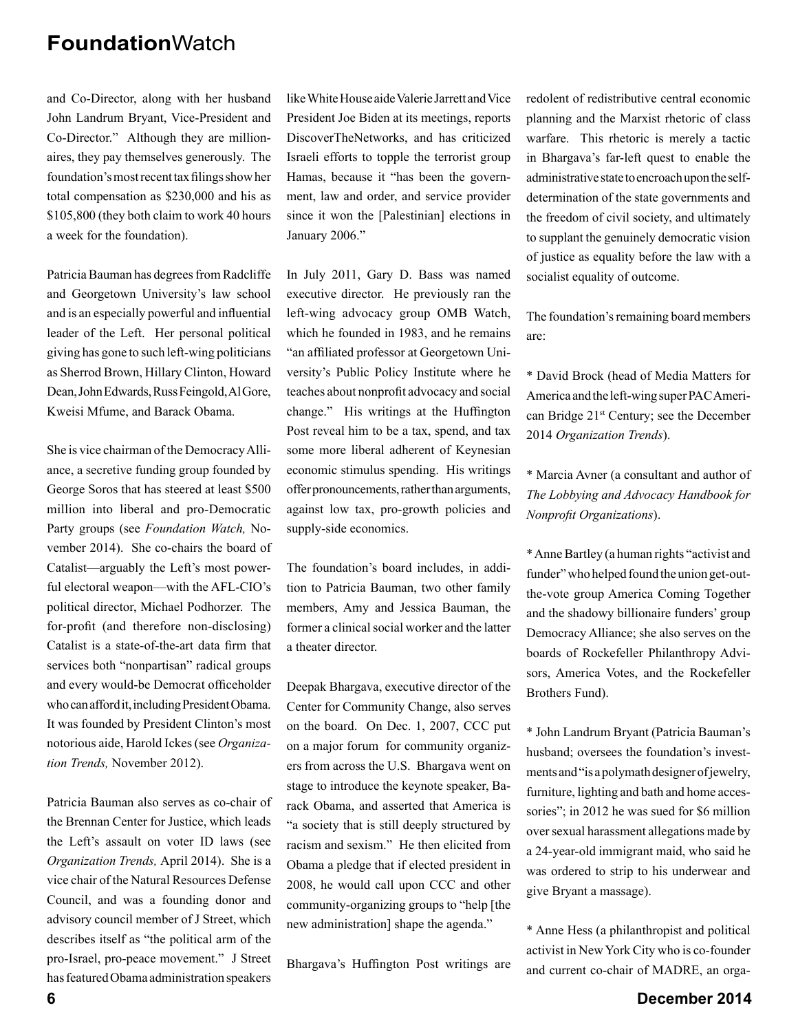and Co-Director, along with her husband John Landrum Bryant, Vice-President and Co-Director." Although they are millionaires, they pay themselves generously. The foundation's most recent tax filings show her total compensation as $230,000 and his as $105,800 (they both claim to work 40 hours a week for the foundation).

Patricia Bauman has degrees from Radcliffe and Georgetown University's law school and is an especially powerful and influential leader of the Left. Her personal political giving has gone to such left-wing politicians as Sherrod Brown, Hillary Clinton, Howard Dean, John Edwards, Russ Feingold, Al Gore, Kweisi Mfume, and Barack Obama.

She is vice chairman of the Democracy Alliance, a secretive funding group founded by George Soros that has steered at least $500 million into liberal and pro-Democratic Party groups (see *Foundation Watch,* November 2014). She co-chairs the board of Catalist—arguably the Left's most powerful electoral weapon—with the AFL-CIO's political director, Michael Podhorzer. The for-profit (and therefore non-disclosing) Catalist is a state-of-the-art data firm that services both "nonpartisan" radical groups and every would-be Democrat officeholder who can afford it, including President Obama. It was founded by President Clinton's most notorious aide, Harold Ickes (see *Organization Trends,* November 2012).

Patricia Bauman also serves as co-chair of the Brennan Center for Justice, which leads the Left's assault on voter ID laws (see *Organization Trends,* April 2014). She is a vice chair of the Natural Resources Defense Council, and was a founding donor and advisory council member of J Street, which describes itself as "the political arm of the pro-Israel, pro-peace movement." J Street has featured Obama administration speakers like White House aide Valerie Jarrett and Vice President Joe Biden at its meetings, reports DiscoverTheNetworks, and has criticized Israeli efforts to topple the terrorist group Hamas, because it "has been the government, law and order, and service provider since it won the [Palestinian] elections in January 2006."

In July 2011, Gary D. Bass was named executive director. He previously ran the left-wing advocacy group OMB Watch, which he founded in 1983, and he remains "an affiliated professor at Georgetown University's Public Policy Institute where he teaches about nonprofit advocacy and social change." His writings at the Huffington Post reveal him to be a tax, spend, and tax some more liberal adherent of Keynesian economic stimulus spending. His writings offer pronouncements, rather than arguments, against low tax, pro-growth policies and supply-side economics.

The foundation's board includes, in addition to Patricia Bauman, two other family members, Amy and Jessica Bauman, the former a clinical social worker and the latter a theater director.

Deepak Bhargava, executive director of the Center for Community Change, also serves on the board. On Dec. 1, 2007, CCC put on a major forum for community organizers from across the U.S. Bhargava went on stage to introduce the keynote speaker, Barack Obama, and asserted that America is "a society that is still deeply structured by racism and sexism." He then elicited from Obama a pledge that if elected president in 2008, he would call upon CCC and other community-organizing groups to "help [the new administration] shape the agenda."

Bhargava's Huffington Post writings are redolent of redistributive central economic planning and the Marxist rhetoric of class warfare. This rhetoric is merely a tactic in Bhargava's far-left quest to enable the administrative state to encroach upon the self-determination of the state governments and the freedom of civil society, and ultimately to supplant the genuinely democratic vision of justice as equality before the law with a socialist equality of outcome.

The foundation's remaining board members are:

* David Brock (head of Media Matters for America and the left-wing super PAC American Bridge 21st Century; see the December 2014 *Organization Trends*).

* Marcia Avner (a consultant and author of *The Lobbying and Advocacy Handbook for Nonprofit Organizations*).

* Anne Bartley (a human rights "activist and funder" who helped found the union get-out-the-vote group America Coming Together and the shadowy billionaire funders' group Democracy Alliance; she also serves on the boards of Rockefeller Philanthropy Advisors, America Votes, and the Rockefeller Brothers Fund).

* John Landrum Bryant (Patricia Bauman's husband; oversees the foundation's investments and "is a polymath designer of jewelry, furniture, lighting and bath and home accessories"; in 2012 he was sued for $6 million over sexual harassment allegations made by a 24-year-old immigrant maid, who said he was ordered to strip to his underwear and give Bryant a massage).

* Anne Hess (a philanthropist and political activist in New York City who is co-founder and current co-chair of MADRE, an orga-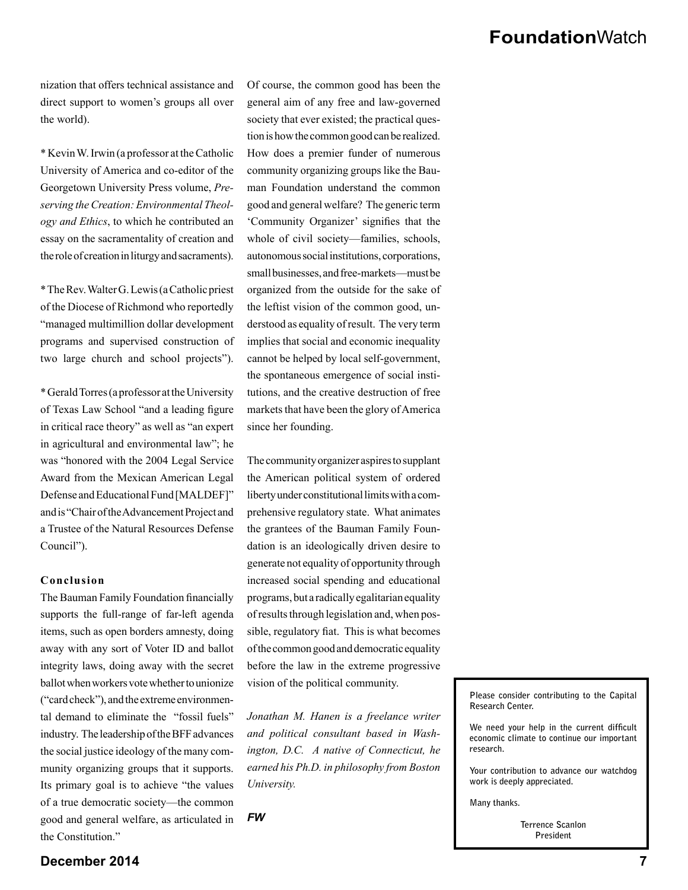nization that offers technical assistance and direct support to women's groups all over the world).

* Kevin W. Irwin (a professor at the Catholic University of America and co-editor of the Georgetown University Press volume, *Preserving the Creation: Environmental Theology and Ethics*, to which he contributed an essay on the sacramentality of creation and the role of creation in liturgy and sacraments).

* The Rev. Walter G. Lewis (a Catholic priest of the Diocese of Richmond who reportedly "managed multimillion dollar development programs and supervised construction of two large church and school projects").

* Gerald Torres (a professor at the University of Texas Law School "and a leading figure in critical race theory" as well as "an expert in agricultural and environmental law"; he was "honored with the 2004 Legal Service Award from the Mexican American Legal Defense and Educational Fund [MALDEF]" and is "Chair of the Advancement Project and a Trustee of the Natural Resources Defense Council").

### Conclusion

The Bauman Family Foundation financially supports the full-range of far-left agenda items, such as open borders amnesty, doing away with any sort of Voter ID and ballot integrity laws, doing away with the secret ballot when workers vote whether to unionize ("card check"), and the extreme environmental demand to eliminate the "fossil fuels" industry. The leadership of the BFF advances the social justice ideology of the many community organizing groups that it supports. Its primary goal is to achieve "the values of a true democratic society—the common good and general welfare, as articulated in the Constitution."

Of course, the common good has been the general aim of any free and law-governed society that ever existed; the practical question is how the common good can be realized. How does a premier funder of numerous community organizing groups like the Bauman Foundation understand the common good and general welfare? The generic term 'Community Organizer' signifies that the whole of civil society—families, schools, autonomous social institutions, corporations, small businesses, and free-markets—must be organized from the outside for the sake of the leftist vision of the common good, understood as equality of result. The very term implies that social and economic inequality cannot be helped by local self-government, the spontaneous emergence of social institutions, and the creative destruction of free markets that have been the glory of America since her founding.

The community organizer aspires to supplant the American political system of ordered liberty under constitutional limits with a comprehensive regulatory state. What animates the grantees of the Bauman Family Foundation is an ideologically driven desire to generate not equality of opportunity through increased social spending and educational programs, but a radically egalitarian equality of results through legislation and, when possible, regulatory fiat. This is what becomes of the common good and democratic equality before the law in the extreme progressive vision of the political community.

*Jonathan M. Hanen is a freelance writer and political consultant based in Washington, D.C. A native of Connecticut, he earned his Ph.D. in philosophy from Boston University.*

***FW***

---

Please consider contributing to the Capital Research Center.

We need your help in the current difficult economic climate to continue our important research.

Your contribution to advance our watchdog work is deeply appreciated.

Many thanks.

Terrence Scanlon
President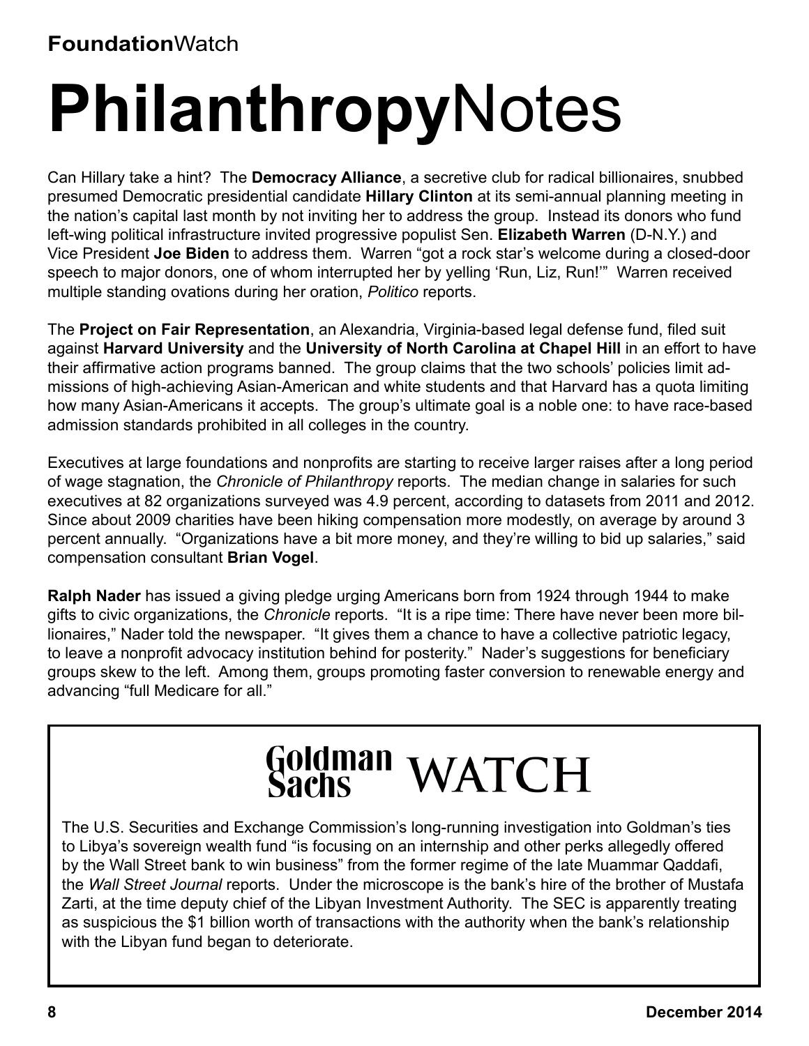**Foundation**Watch

# **Philanthropy**Notes

Can Hillary take a hint? The **Democracy Alliance**, a secretive club for radical billionaires, snubbed presumed Democratic presidential candidate **Hillary Clinton** at its semi-annual planning meeting in the nation's capital last month by not inviting her to address the group. Instead its donors who fund left-wing political infrastructure invited progressive populist Sen. **Elizabeth Warren** (D-N.Y.) and Vice President **Joe Biden** to address them. Warren "got a rock star's welcome during a closed-door speech to major donors, one of whom interrupted her by yelling 'Run, Liz, Run!'" Warren received multiple standing ovations during her oration, *Politico* reports.

The **Project on Fair Representation**, an Alexandria, Virginia-based legal defense fund, filed suit against **Harvard University** and the **University of North Carolina at Chapel Hill** in an effort to have their affirmative action programs banned. The group claims that the two schools' policies limit admissions of high-achieving Asian-American and white students and that Harvard has a quota limiting how many Asian-Americans it accepts. The group's ultimate goal is a noble one: to have race-based admission standards prohibited in all colleges in the country.

Executives at large foundations and nonprofits are starting to receive larger raises after a long period of wage stagnation, the *Chronicle of Philanthropy* reports. The median change in salaries for such executives at 82 organizations surveyed was 4.9 percent, according to datasets from 2011 and 2012. Since about 2009 charities have been hiking compensation more modestly, on average by around 3 percent annually. "Organizations have a bit more money, and they're willing to bid up salaries," said compensation consultant **Brian Vogel**.

**Ralph Nader** has issued a giving pledge urging Americans born from 1924 through 1944 to make gifts to civic organizations, the *Chronicle* reports. "It is a ripe time: There have never been more billionaires," Nader told the newspaper. "It gives them a chance to have a collective patriotic legacy, to leave a nonprofit advocacy institution behind for posterity." Nader's suggestions for beneficiary groups skew to the left. Among them, groups promoting faster conversion to renewable energy and advancing "full Medicare for all."

## Goldman Sachs WATCH

The U.S. Securities and Exchange Commission's long-running investigation into Goldman's ties to Libya's sovereign wealth fund "is focusing on an internship and other perks allegedly offered by the Wall Street bank to win business" from the former regime of the late Muammar Qaddafi, the *Wall Street Journal* reports. Under the microscope is the bank's hire of the brother of Mustafa Zarti, at the time deputy chief of the Libyan Investment Authority. The SEC is apparently treating as suspicious the $1 billion worth of transactions with the authority when the bank's relationship with the Libyan fund began to deteriorate.